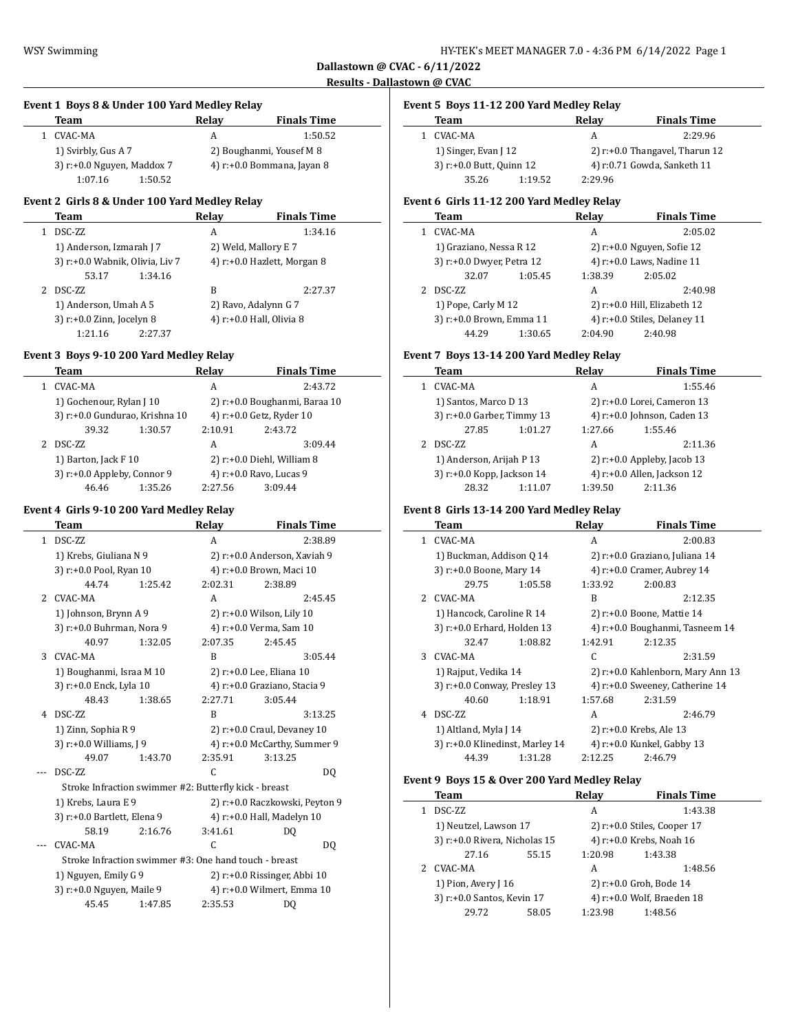**Dallastown @ CVAC - 6/11/2022**

**Results - Dallastown @ CVAC**

### Event 1 Boys 8 & Under 100 Yard Medley Relay

| | Team | Relay | Finals Time |
|---|---|---|---|
| 1 | CVAC-MA | A | 1:50.52 |

1) Svirbly, Gus A 7 — 2) Boughanmi, Yousef M 8
3) r:+0.0 Nguyen, Maddox 7 — 4) r:+0.0 Bommana, Jayan 8
1:07.16 — 1:50.52

### Event 2 Girls 8 & Under 100 Yard Medley Relay

| | Team | Relay | Finals Time |
|---|---|---|---|
| 1 | DSC-ZZ | A | 1:34.16 |

1) Anderson, Izmarah J 7 — 2) Weld, Mallory E 7
3) r:+0.0 Wabnik, Olivia, Liv 7 — 4) r:+0.0 Hazlett, Morgan 8
53.17 — 1:34.16

| | Team | Relay | Finals Time |
|---|---|---|---|
| 2 | DSC-ZZ | B | 2:27.37 |

1) Anderson, Umah A 5 — 2) Ravo, Adalynn G 7
3) r:+0.0 Zinn, Jocelyn 8 — 4) r:+0.0 Hall, Olivia 8
1:21.16 — 2:27.37

### Event 3 Boys 9-10 200 Yard Medley Relay

| | Team | Relay | Finals Time |
|---|---|---|---|
| 1 | CVAC-MA | A | 2:43.72 |

1) Gochenour, Rylan J 10 — 2) r:+0.0 Boughanmi, Baraa 10
3) r:+0.0 Gundurao, Krishna 10 — 4) r:+0.0 Getz, Ryder 10
39.32 — 1:30.57 — 2:10.91 — 2:43.72

| | Team | Relay | Finals Time |
|---|---|---|---|
| 2 | DSC-ZZ | A | 3:09.44 |

1) Barton, Jack F 10 — 2) r:+0.0 Diehl, William 8
3) r:+0.0 Appleby, Connor 9 — 4) r:+0.0 Ravo, Lucas 9
46.46 — 1:35.26 — 2:27.56 — 3:09.44

### Event 4 Girls 9-10 200 Yard Medley Relay

| | Team | Relay | Finals Time |
|---|---|---|---|
| 1 | DSC-ZZ | A | 2:38.89 |

1) Krebs, Giuliana N 9 — 2) r:+0.0 Anderson, Xaviah 9
3) r:+0.0 Pool, Ryan 10 — 4) r:+0.0 Brown, Maci 10
44.74 — 1:25.42 — 2:02.31 — 2:38.89

| | Team | Relay | Finals Time |
|---|---|---|---|
| 2 | CVAC-MA | A | 2:45.45 |

1) Johnson, Brynn A 9 — 2) r:+0.0 Wilson, Lily 10
3) r:+0.0 Buhrman, Nora 9 — 4) r:+0.0 Verma, Sam 10
40.97 — 1:32.05 — 2:07.35 — 2:45.45

| | Team | Relay | Finals Time |
|---|---|---|---|
| 3 | CVAC-MA | B | 3:05.44 |

1) Boughanmi, Israa M 10 — 2) r:+0.0 Lee, Eliana 10
3) r:+0.0 Enck, Lyla 10 — 4) r:+0.0 Graziano, Stacia 9
48.43 — 1:38.65 — 2:27.71 — 3:05.44

| | Team | Relay | Finals Time |
|---|---|---|---|
| 4 | DSC-ZZ | B | 3:13.25 |

1) Zinn, Sophia R 9 — 2) r:+0.0 Craul, Devaney 10
3) r:+0.0 Williams, J 9 — 4) r:+0.0 McCarthy, Summer 9
49.07 — 1:43.70 — 2:35.91 — 3:13.25

| | Team | Relay | Finals Time |
|---|---|---|---|
| --- | DSC-ZZ | C | DQ |

Stroke Infraction swimmer #2: Butterfly kick - breast
1) Krebs, Laura E 9 — 2) r:+0.0 Raczkowski, Peyton 9
3) r:+0.0 Bartlett, Elena 9 — 4) r:+0.0 Hall, Madelyn 10
58.19 — 2:16.76 — 3:41.61 — DQ

| | Team | Relay | Finals Time |
|---|---|---|---|
| --- | CVAC-MA | C | DQ |

Stroke Infraction swimmer #3: One hand touch - breast
1) Nguyen, Emily G 9 — 2) r:+0.0 Rissinger, Abbi 10
3) r:+0.0 Nguyen, Maile 9 — 4) r:+0.0 Wilmert, Emma 10
45.45 — 1:47.85 — 2:35.53 — DQ

### Event 5 Boys 11-12 200 Yard Medley Relay

| | Team | Relay | Finals Time |
|---|---|---|---|
| 1 | CVAC-MA | A | 2:29.96 |

1) Singer, Evan J 12 — 2) r:+0.0 Thangavel, Tharun 12
3) r:+0.0 Butt, Quinn 12 — 4) r:0.71 Gowda, Sanketh 11
35.26 — 1:19.52 — 2:29.96

### Event 6 Girls 11-12 200 Yard Medley Relay

| | Team | Relay | Finals Time |
|---|---|---|---|
| 1 | CVAC-MA | A | 2:05.02 |

1) Graziano, Nessa R 12 — 2) r:+0.0 Nguyen, Sofie 12
3) r:+0.0 Dwyer, Petra 12 — 4) r:+0.0 Laws, Nadine 11
32.07 — 1:05.45 — 1:38.39 — 2:05.02

| | Team | Relay | Finals Time |
|---|---|---|---|
| 2 | DSC-ZZ | A | 2:40.98 |

1) Pope, Carly M 12 — 2) r:+0.0 Hill, Elizabeth 12
3) r:+0.0 Brown, Emma 11 — 4) r:+0.0 Stiles, Delaney 11
44.29 — 1:30.65 — 2:04.90 — 2:40.98

### Event 7 Boys 13-14 200 Yard Medley Relay

| | Team | Relay | Finals Time |
|---|---|---|---|
| 1 | CVAC-MA | A | 1:55.46 |

1) Santos, Marco D 13 — 2) r:+0.0 Lorei, Cameron 13
3) r:+0.0 Garber, Timmy 13 — 4) r:+0.0 Johnson, Caden 13
27.85 — 1:01.27 — 1:27.66 — 1:55.46

| | Team | Relay | Finals Time |
|---|---|---|---|
| 2 | DSC-ZZ | A | 2:11.36 |

1) Anderson, Arijah P 13 — 2) r:+0.0 Appleby, Jacob 13
3) r:+0.0 Kopp, Jackson 14 — 4) r:+0.0 Allen, Jackson 12
28.32 — 1:11.07 — 1:39.50 — 2:11.36

### Event 8 Girls 13-14 200 Yard Medley Relay

| | Team | Relay | Finals Time |
|---|---|---|---|
| 1 | CVAC-MA | A | 2:00.83 |

1) Buckman, Addison Q 14 — 2) r:+0.0 Graziano, Juliana 14
3) r:+0.0 Boone, Mary 14 — 4) r:+0.0 Cramer, Aubrey 14
29.75 — 1:05.58 — 1:33.92 — 2:00.83

| | Team | Relay | Finals Time |
|---|---|---|---|
| 2 | CVAC-MA | B | 2:12.35 |

1) Hancock, Caroline R 14 — 2) r:+0.0 Boone, Mattie 14
3) r:+0.0 Erhard, Holden 13 — 4) r:+0.0 Boughanmi, Tasneem 14
32.47 — 1:08.82 — 1:42.91 — 2:12.35

| | Team | Relay | Finals Time |
|---|---|---|---|
| 3 | CVAC-MA | C | 2:31.59 |

1) Rajput, Vedika 14 — 2) r:+0.0 Kahlenborn, Mary Ann 13
3) r:+0.0 Conway, Presley 13 — 4) r:+0.0 Sweeney, Catherine 14
40.60 — 1:18.91 — 1:57.68 — 2:31.59

| | Team | Relay | Finals Time |
|---|---|---|---|
| 4 | DSC-ZZ | A | 2:46.79 |

1) Altland, Myla J 14 — 2) r:+0.0 Krebs, Ale 13
3) r:+0.0 Klinedinst, Marley 14 — 4) r:+0.0 Kunkel, Gabby 13
44.39 — 1:31.28 — 2:12.25 — 2:46.79

### Event 9 Boys 15 & Over 200 Yard Medley Relay

| | Team | Relay | Finals Time |
|---|---|---|---|
| 1 | DSC-ZZ | A | 1:43.38 |

1) Neutzel, Lawson 17 — 2) r:+0.0 Stiles, Cooper 17
3) r:+0.0 Rivera, Nicholas 15 — 4) r:+0.0 Krebs, Noah 16
27.16 — 55.15 — 1:20.98 — 1:43.38

| | Team | Relay | Finals Time |
|---|---|---|---|
| 2 | CVAC-MA | A | 1:48.56 |

1) Pion, Avery J 16 — 2) r:+0.0 Groh, Bode 14
3) r:+0.0 Santos, Kevin 17 — 4) r:+0.0 Wolf, Braeden 18
29.72 — 58.05 — 1:23.98 — 1:48.56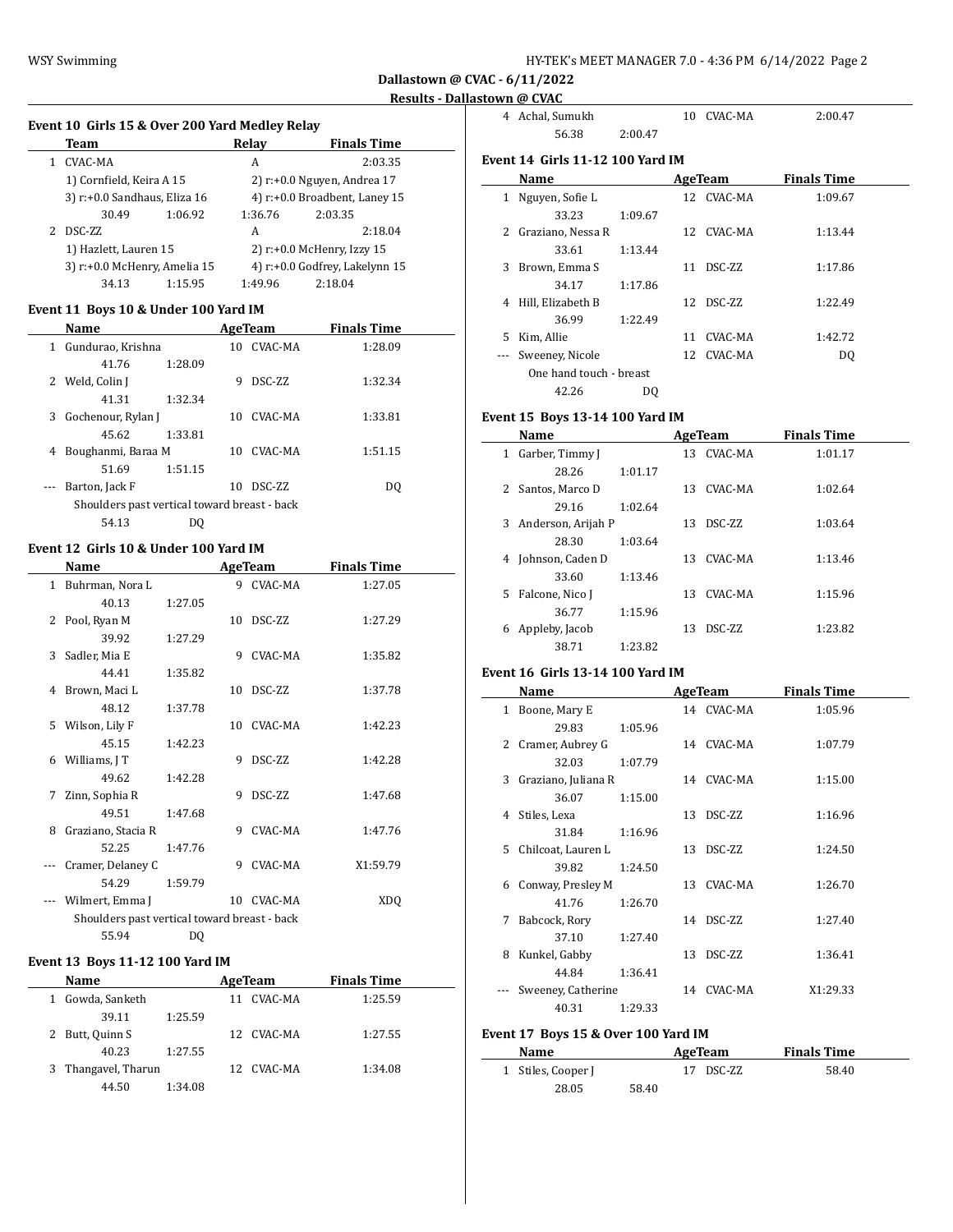**Dallastown @ CVAC - 6/11/2022**

**Results - Dallastown @ CVAC**

## Event 10 Girls 15 & Over 200 Yard Medley Relay

| | Team | Relay | Finals Time |
|---|---|---|---|
| 1 | CVAC-MA | A | 2:03.35 |
| | 1) Cornfield, Keira A 15 | 2) r:+0.0 Nguyen, Andrea 17 | |
| | 3) r:+0.0 Sandhaus, Eliza 16 | 4) r:+0.0 Broadbent, Laney 15 | |
| | 30.49 1:06.92 | 1:36.76 2:03.35 | |
| 2 | DSC-ZZ | A | 2:18.04 |
| | 1) Hazlett, Lauren 15 | 2) r:+0.0 McHenry, Izzy 15 | |
| | 3) r:+0.0 McHenry, Amelia 15 | 4) r:+0.0 Godfrey, Lakelynn 15 | |
| | 34.13 1:15.95 | 1:49.96 2:18.04 | |

## Event 11 Boys 10 & Under 100 Yard IM

| | Name | Age | Team | Finals Time |
|---|---|---|---|---|
| 1 | Gundurao, Krishna | 10 | CVAC-MA | 1:28.09 |
| | 41.76 1:28.09 | | | |
| 2 | Weld, Colin J | 9 | DSC-ZZ | 1:32.34 |
| | 41.31 1:32.34 | | | |
| 3 | Gochenour, Rylan J | 10 | CVAC-MA | 1:33.81 |
| | 45.62 1:33.81 | | | |
| 4 | Boughanmi, Baraa M | 10 | CVAC-MA | 1:51.15 |
| | 51.69 1:51.15 | | | |
| --- | Barton, Jack F | 10 | DSC-ZZ | DQ |
| | Shoulders past vertical toward breast - back | | | |
| | 54.13 DQ | | | |

## Event 12 Girls 10 & Under 100 Yard IM

| | Name | Age | Team | Finals Time |
|---|---|---|---|---|
| 1 | Buhrman, Nora L | 9 | CVAC-MA | 1:27.05 |
| | 40.13 1:27.05 | | | |
| 2 | Pool, Ryan M | 10 | DSC-ZZ | 1:27.29 |
| | 39.92 1:27.29 | | | |
| 3 | Sadler, Mia E | 9 | CVAC-MA | 1:35.82 |
| | 44.41 1:35.82 | | | |
| 4 | Brown, Maci L | 10 | DSC-ZZ | 1:37.78 |
| | 48.12 1:37.78 | | | |
| 5 | Wilson, Lily F | 10 | CVAC-MA | 1:42.23 |
| | 45.15 1:42.23 | | | |
| 6 | Williams, J T | 9 | DSC-ZZ | 1:42.28 |
| | 49.62 1:42.28 | | | |
| 7 | Zinn, Sophia R | 9 | DSC-ZZ | 1:47.68 |
| | 49.51 1:47.68 | | | |
| 8 | Graziano, Stacia R | 9 | CVAC-MA | 1:47.76 |
| | 52.25 1:47.76 | | | |
| --- | Cramer, Delaney C | 9 | CVAC-MA | X1:59.79 |
| | 54.29 1:59.79 | | | |
| --- | Wilmert, Emma J | 10 | CVAC-MA | XDQ |
| | Shoulders past vertical toward breast - back | | | |
| | 55.94 DQ | | | |

## Event 13 Boys 11-12 100 Yard IM

| | Name | Age | Team | Finals Time |
|---|---|---|---|---|
| 1 | Gowda, Sanketh | 11 | CVAC-MA | 1:25.59 |
| | 39.11 1:25.59 | | | |
| 2 | Butt, Quinn S | 12 | CVAC-MA | 1:27.55 |
| | 40.23 1:27.55 | | | |
| 3 | Thangavel, Tharun | 12 | CVAC-MA | 1:34.08 |
| | 44.50 1:34.08 | | | |
| 4 | Achal, Sumukh | 10 | CVAC-MA | 2:00.47 |
| | 56.38 2:00.47 | | | |

## Event 14 Girls 11-12 100 Yard IM

| | Name | Age | Team | Finals Time |
|---|---|---|---|---|
| 1 | Nguyen, Sofie L | 12 | CVAC-MA | 1:09.67 |
| | 33.23 1:09.67 | | | |
| 2 | Graziano, Nessa R | 12 | CVAC-MA | 1:13.44 |
| | 33.61 1:13.44 | | | |
| 3 | Brown, Emma S | 11 | DSC-ZZ | 1:17.86 |
| | 34.17 1:17.86 | | | |
| 4 | Hill, Elizabeth B | 12 | DSC-ZZ | 1:22.49 |
| | 36.99 1:22.49 | | | |
| 5 | Kim, Allie | 11 | CVAC-MA | 1:42.72 |
| --- | Sweeney, Nicole | 12 | CVAC-MA | DQ |
| | One hand touch - breast | | | |
| | 42.26 DQ | | | |

## Event 15 Boys 13-14 100 Yard IM

| | Name | Age | Team | Finals Time |
|---|---|---|---|---|
| 1 | Garber, Timmy J | 13 | CVAC-MA | 1:01.17 |
| | 28.26 1:01.17 | | | |
| 2 | Santos, Marco D | 13 | CVAC-MA | 1:02.64 |
| | 29.16 1:02.64 | | | |
| 3 | Anderson, Arijah P | 13 | DSC-ZZ | 1:03.64 |
| | 28.30 1:03.64 | | | |
| 4 | Johnson, Caden D | 13 | CVAC-MA | 1:13.46 |
| | 33.60 1:13.46 | | | |
| 5 | Falcone, Nico J | 13 | CVAC-MA | 1:15.96 |
| | 36.77 1:15.96 | | | |
| 6 | Appleby, Jacob | 13 | DSC-ZZ | 1:23.82 |
| | 38.71 1:23.82 | | | |

## Event 16 Girls 13-14 100 Yard IM

| | Name | Age | Team | Finals Time |
|---|---|---|---|---|
| 1 | Boone, Mary E | 14 | CVAC-MA | 1:05.96 |
| | 29.83 1:05.96 | | | |
| 2 | Cramer, Aubrey G | 14 | CVAC-MA | 1:07.79 |
| | 32.03 1:07.79 | | | |
| 3 | Graziano, Juliana R | 14 | CVAC-MA | 1:15.00 |
| | 36.07 1:15.00 | | | |
| 4 | Stiles, Lexa | 13 | DSC-ZZ | 1:16.96 |
| | 31.84 1:16.96 | | | |
| 5 | Chilcoat, Lauren L | 13 | DSC-ZZ | 1:24.50 |
| | 39.82 1:24.50 | | | |
| 6 | Conway, Presley M | 13 | CVAC-MA | 1:26.70 |
| | 41.76 1:26.70 | | | |
| 7 | Babcock, Rory | 14 | DSC-ZZ | 1:27.40 |
| | 37.10 1:27.40 | | | |
| 8 | Kunkel, Gabby | 13 | DSC-ZZ | 1:36.41 |
| | 44.84 1:36.41 | | | |
| --- | Sweeney, Catherine | 14 | CVAC-MA | X1:29.33 |
| | 40.31 1:29.33 | | | |

## Event 17 Boys 15 & Over 100 Yard IM

| | Name | Age | Team | Finals Time |
|---|---|---|---|---|
| 1 | Stiles, Cooper J | 17 | DSC-ZZ | 58.40 |
| | 28.05 58.40 | | | |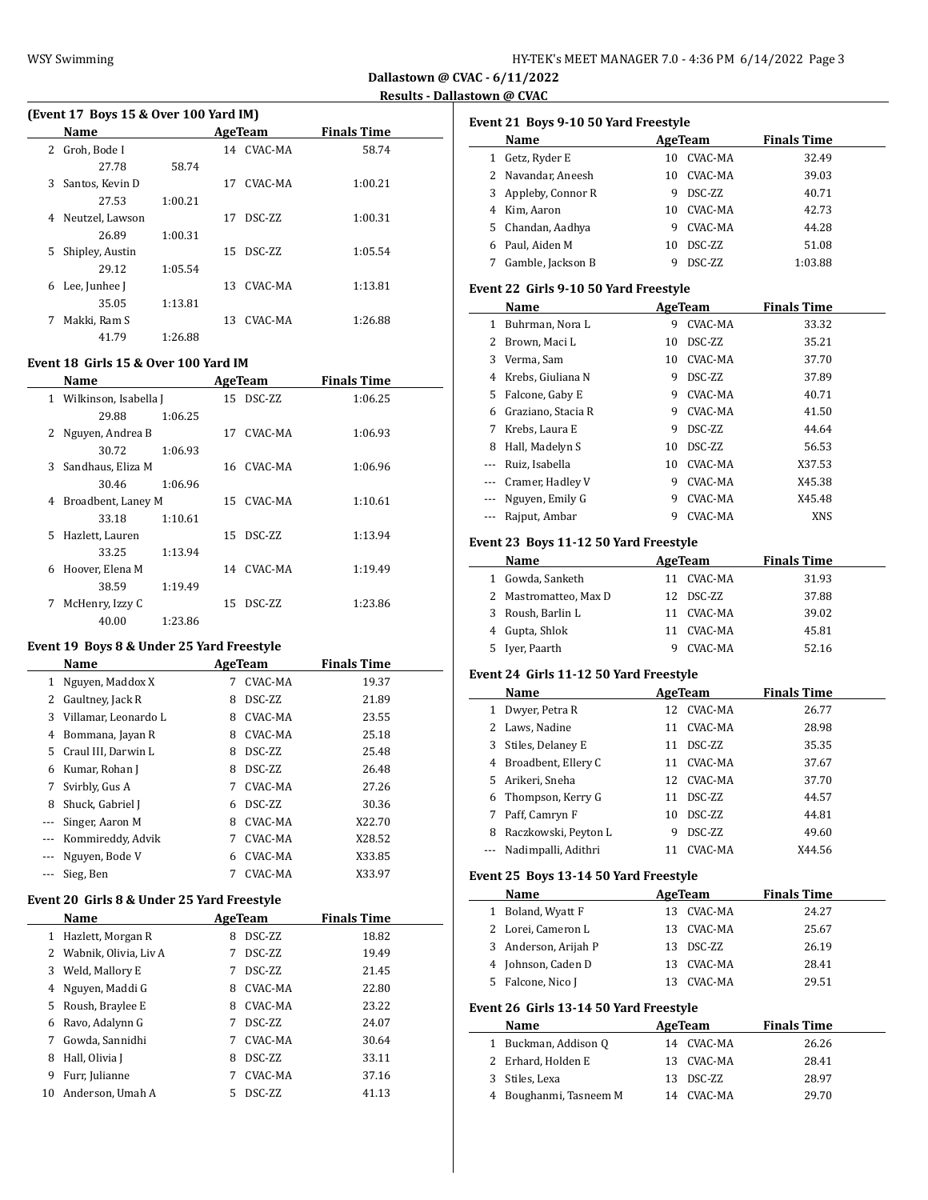Dallastown @ CVAC - 6/11/2022

Results - Dallastown @ CVAC

### (Event 17 Boys 15 & Over 100 Yard IM)

| | Name | Age | Team | Finals Time |
|---|---|---|---|---|
| 2 | Groh, Bode I | 14 | CVAC-MA | 58.74 |
| | 27.78 | 58.74 | | |
| 3 | Santos, Kevin D | 17 | CVAC-MA | 1:00.21 |
| | 27.53 | 1:00.21 | | |
| 4 | Neutzel, Lawson | 17 | DSC-ZZ | 1:00.31 |
| | 26.89 | 1:00.31 | | |
| 5 | Shipley, Austin | 15 | DSC-ZZ | 1:05.54 |
| | 29.12 | 1:05.54 | | |
| 6 | Lee, Junhee J | 13 | CVAC-MA | 1:13.81 |
| | 35.05 | 1:13.81 | | |
| 7 | Makki, Ram S | 13 | CVAC-MA | 1:26.88 |
| | 41.79 | 1:26.88 | | |

### Event 18 Girls 15 & Over 100 Yard IM

| | Name | Age | Team | Finals Time |
|---|---|---|---|---|
| 1 | Wilkinson, Isabella J | 15 | DSC-ZZ | 1:06.25 |
| | 29.88 | 1:06.25 | | |
| 2 | Nguyen, Andrea B | 17 | CVAC-MA | 1:06.93 |
| | 30.72 | 1:06.93 | | |
| 3 | Sandhaus, Eliza M | 16 | CVAC-MA | 1:06.96 |
| | 30.46 | 1:06.96 | | |
| 4 | Broadbent, Laney M | 15 | CVAC-MA | 1:10.61 |
| | 33.18 | 1:10.61 | | |
| 5 | Hazlett, Lauren | 15 | DSC-ZZ | 1:13.94 |
| | 33.25 | 1:13.94 | | |
| 6 | Hoover, Elena M | 14 | CVAC-MA | 1:19.49 |
| | 38.59 | 1:19.49 | | |
| 7 | McHenry, Izzy C | 15 | DSC-ZZ | 1:23.86 |
| | 40.00 | 1:23.86 | | |

### Event 19 Boys 8 & Under 25 Yard Freestyle

| | Name | Age | Team | Finals Time |
|---|---|---|---|---|
| 1 | Nguyen, Maddox X | 7 | CVAC-MA | 19.37 |
| 2 | Gaultney, Jack R | 8 | DSC-ZZ | 21.89 |
| 3 | Villamar, Leonardo L | 8 | CVAC-MA | 23.55 |
| 4 | Bommana, Jayan R | 8 | CVAC-MA | 25.18 |
| 5 | Craul III, Darwin L | 8 | DSC-ZZ | 25.48 |
| 6 | Kumar, Rohan J | 8 | DSC-ZZ | 26.48 |
| 7 | Svirbly, Gus A | 7 | CVAC-MA | 27.26 |
| 8 | Shuck, Gabriel J | 6 | DSC-ZZ | 30.36 |
| --- | Singer, Aaron M | 8 | CVAC-MA | X22.70 |
| --- | Kommireddy, Advik | 7 | CVAC-MA | X28.52 |
| --- | Nguyen, Bode V | 6 | CVAC-MA | X33.85 |
| --- | Sieg, Ben | 7 | CVAC-MA | X33.97 |

### Event 20 Girls 8 & Under 25 Yard Freestyle

| | Name | Age | Team | Finals Time |
|---|---|---|---|---|
| 1 | Hazlett, Morgan R | 8 | DSC-ZZ | 18.82 |
| 2 | Wabnik, Olivia, Liv A | 7 | DSC-ZZ | 19.49 |
| 3 | Weld, Mallory E | 7 | DSC-ZZ | 21.45 |
| 4 | Nguyen, Maddi G | 8 | CVAC-MA | 22.80 |
| 5 | Roush, Braylee E | 8 | CVAC-MA | 23.22 |
| 6 | Ravo, Adalynn G | 7 | DSC-ZZ | 24.07 |
| 7 | Gowda, Sannidhi | 7 | CVAC-MA | 30.64 |
| 8 | Hall, Olivia J | 8 | DSC-ZZ | 33.11 |
| 9 | Furr, Julianne | 7 | CVAC-MA | 37.16 |
| 10 | Anderson, Umah A | 5 | DSC-ZZ | 41.13 |

### Event 21 Boys 9-10 50 Yard Freestyle

| | Name | Age | Team | Finals Time |
|---|---|---|---|---|
| 1 | Getz, Ryder E | 10 | CVAC-MA | 32.49 |
| 2 | Navandar, Aneesh | 10 | CVAC-MA | 39.03 |
| 3 | Appleby, Connor R | 9 | DSC-ZZ | 40.71 |
| 4 | Kim, Aaron | 10 | CVAC-MA | 42.73 |
| 5 | Chandan, Aadhya | 9 | CVAC-MA | 44.28 |
| 6 | Paul, Aiden M | 10 | DSC-ZZ | 51.08 |
| 7 | Gamble, Jackson B | 9 | DSC-ZZ | 1:03.88 |

### Event 22 Girls 9-10 50 Yard Freestyle

| | Name | Age | Team | Finals Time |
|---|---|---|---|---|
| 1 | Buhrman, Nora L | 9 | CVAC-MA | 33.32 |
| 2 | Brown, Maci L | 10 | DSC-ZZ | 35.21 |
| 3 | Verma, Sam | 10 | CVAC-MA | 37.70 |
| 4 | Krebs, Giuliana N | 9 | DSC-ZZ | 37.89 |
| 5 | Falcone, Gaby E | 9 | CVAC-MA | 40.71 |
| 6 | Graziano, Stacia R | 9 | CVAC-MA | 41.50 |
| 7 | Krebs, Laura E | 9 | DSC-ZZ | 44.64 |
| 8 | Hall, Madelyn S | 10 | DSC-ZZ | 56.53 |
| --- | Ruiz, Isabella | 10 | CVAC-MA | X37.53 |
| --- | Cramer, Hadley V | 9 | CVAC-MA | X45.38 |
| --- | Nguyen, Emily G | 9 | CVAC-MA | X45.48 |
| --- | Rajput, Ambar | 9 | CVAC-MA | XNS |

### Event 23 Boys 11-12 50 Yard Freestyle

| | Name | Age | Team | Finals Time |
|---|---|---|---|---|
| 1 | Gowda, Sanketh | 11 | CVAC-MA | 31.93 |
| 2 | Mastromatteo, Max D | 12 | DSC-ZZ | 37.88 |
| 3 | Roush, Barlin L | 11 | CVAC-MA | 39.02 |
| 4 | Gupta, Shlok | 11 | CVAC-MA | 45.81 |
| 5 | Iyer, Paarth | 9 | CVAC-MA | 52.16 |

### Event 24 Girls 11-12 50 Yard Freestyle

| | Name | Age | Team | Finals Time |
|---|---|---|---|---|
| 1 | Dwyer, Petra R | 12 | CVAC-MA | 26.77 |
| 2 | Laws, Nadine | 11 | CVAC-MA | 28.98 |
| 3 | Stiles, Delaney E | 11 | DSC-ZZ | 35.35 |
| 4 | Broadbent, Ellery C | 11 | CVAC-MA | 37.67 |
| 5 | Arikeri, Sneha | 12 | CVAC-MA | 37.70 |
| 6 | Thompson, Kerry G | 11 | DSC-ZZ | 44.57 |
| 7 | Paff, Camryn F | 10 | DSC-ZZ | 44.81 |
| 8 | Raczkowski, Peyton L | 9 | DSC-ZZ | 49.60 |
| --- | Nadimpalli, Adithri | 11 | CVAC-MA | X44.56 |

### Event 25 Boys 13-14 50 Yard Freestyle

| | Name | Age | Team | Finals Time |
|---|---|---|---|---|
| 1 | Boland, Wyatt F | 13 | CVAC-MA | 24.27 |
| 2 | Lorei, Cameron L | 13 | CVAC-MA | 25.67 |
| 3 | Anderson, Arijah P | 13 | DSC-ZZ | 26.19 |
| 4 | Johnson, Caden D | 13 | CVAC-MA | 28.41 |
| 5 | Falcone, Nico J | 13 | CVAC-MA | 29.51 |

### Event 26 Girls 13-14 50 Yard Freestyle

| | Name | Age | Team | Finals Time |
|---|---|---|---|---|
| 1 | Buckman, Addison Q | 14 | CVAC-MA | 26.26 |
| 2 | Erhard, Holden E | 13 | CVAC-MA | 28.41 |
| 3 | Stiles, Lexa | 13 | DSC-ZZ | 28.97 |
| 4 | Boughanmi, Tasneem M | 14 | CVAC-MA | 29.70 |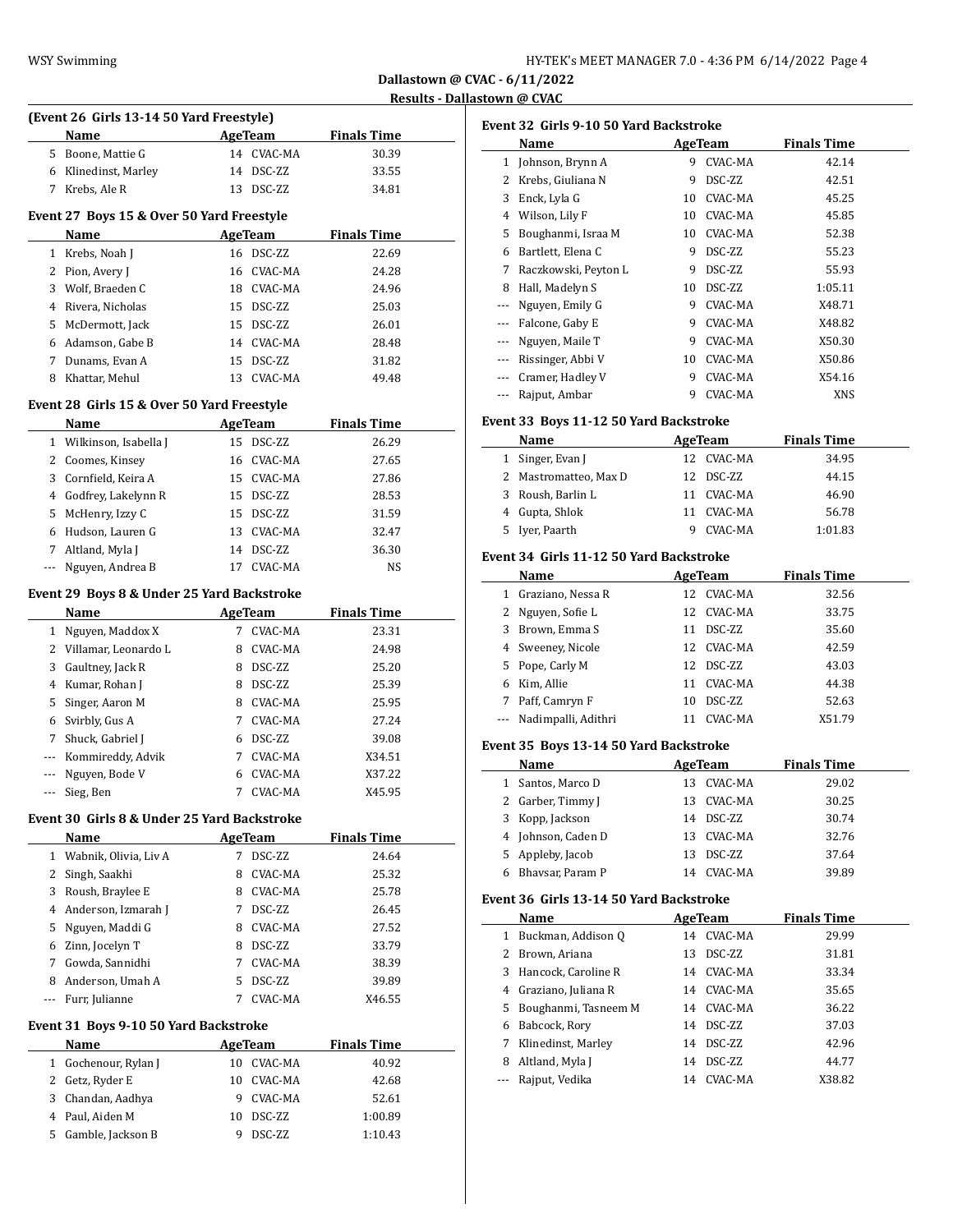Dallastown @ CVAC - 6/11/2022

Results - Dallastown @ CVAC

### (Event 26 Girls 13-14 50 Yard Freestyle)

| | Name | Age | Team | Finals Time |
|---|---|---|---|---|
| 5 | Boone, Mattie G | 14 | CVAC-MA | 30.39 |
| 6 | Klinedinst, Marley | 14 | DSC-ZZ | 33.55 |
| 7 | Krebs, Ale R | 13 | DSC-ZZ | 34.81 |

### Event 27 Boys 15 & Over 50 Yard Freestyle

| | Name | Age | Team | Finals Time |
|---|---|---|---|---|
| 1 | Krebs, Noah J | 16 | DSC-ZZ | 22.69 |
| 2 | Pion, Avery J | 16 | CVAC-MA | 24.28 |
| 3 | Wolf, Braeden C | 18 | CVAC-MA | 24.96 |
| 4 | Rivera, Nicholas | 15 | DSC-ZZ | 25.03 |
| 5 | McDermott, Jack | 15 | DSC-ZZ | 26.01 |
| 6 | Adamson, Gabe B | 14 | CVAC-MA | 28.48 |
| 7 | Dunams, Evan A | 15 | DSC-ZZ | 31.82 |
| 8 | Khattar, Mehul | 13 | CVAC-MA | 49.48 |

### Event 28 Girls 15 & Over 50 Yard Freestyle

| | Name | Age | Team | Finals Time |
|---|---|---|---|---|
| 1 | Wilkinson, Isabella J | 15 | DSC-ZZ | 26.29 |
| 2 | Coomes, Kinsey | 16 | CVAC-MA | 27.65 |
| 3 | Cornfield, Keira A | 15 | CVAC-MA | 27.86 |
| 4 | Godfrey, Lakelynn R | 15 | DSC-ZZ | 28.53 |
| 5 | McHenry, Izzy C | 15 | DSC-ZZ | 31.59 |
| 6 | Hudson, Lauren G | 13 | CVAC-MA | 32.47 |
| 7 | Altland, Myla J | 14 | DSC-ZZ | 36.30 |
| --- | Nguyen, Andrea B | 17 | CVAC-MA | NS |

### Event 29 Boys 8 & Under 25 Yard Backstroke

| | Name | Age | Team | Finals Time |
|---|---|---|---|---|
| 1 | Nguyen, Maddox X | 7 | CVAC-MA | 23.31 |
| 2 | Villamar, Leonardo L | 8 | CVAC-MA | 24.98 |
| 3 | Gaultney, Jack R | 8 | DSC-ZZ | 25.20 |
| 4 | Kumar, Rohan J | 8 | DSC-ZZ | 25.39 |
| 5 | Singer, Aaron M | 8 | CVAC-MA | 25.95 |
| 6 | Svirbly, Gus A | 7 | CVAC-MA | 27.24 |
| 7 | Shuck, Gabriel J | 6 | DSC-ZZ | 39.08 |
| --- | Kommireddy, Advik | 7 | CVAC-MA | X34.51 |
| --- | Nguyen, Bode V | 6 | CVAC-MA | X37.22 |
| --- | Sieg, Ben | 7 | CVAC-MA | X45.95 |

### Event 30 Girls 8 & Under 25 Yard Backstroke

| | Name | Age | Team | Finals Time |
|---|---|---|---|---|
| 1 | Wabnik, Olivia, Liv A | 7 | DSC-ZZ | 24.64 |
| 2 | Singh, Saakhi | 8 | CVAC-MA | 25.32 |
| 3 | Roush, Braylee E | 8 | CVAC-MA | 25.78 |
| 4 | Anderson, Izmarah J | 7 | DSC-ZZ | 26.45 |
| 5 | Nguyen, Maddi G | 8 | CVAC-MA | 27.52 |
| 6 | Zinn, Jocelyn T | 8 | DSC-ZZ | 33.79 |
| 7 | Gowda, Sannidhi | 7 | CVAC-MA | 38.39 |
| 8 | Anderson, Umah A | 5 | DSC-ZZ | 39.89 |
| --- | Furr, Julianne | 7 | CVAC-MA | X46.55 |

### Event 31 Boys 9-10 50 Yard Backstroke

| | Name | Age | Team | Finals Time |
|---|---|---|---|---|
| 1 | Gochenour, Rylan J | 10 | CVAC-MA | 40.92 |
| 2 | Getz, Ryder E | 10 | CVAC-MA | 42.68 |
| 3 | Chandan, Aadhya | 9 | CVAC-MA | 52.61 |
| 4 | Paul, Aiden M | 10 | DSC-ZZ | 1:00.89 |
| 5 | Gamble, Jackson B | 9 | DSC-ZZ | 1:10.43 |

### Event 32 Girls 9-10 50 Yard Backstroke

| | Name | Age | Team | Finals Time |
|---|---|---|---|---|
| 1 | Johnson, Brynn A | 9 | CVAC-MA | 42.14 |
| 2 | Krebs, Giuliana N | 9 | DSC-ZZ | 42.51 |
| 3 | Enck, Lyla G | 10 | CVAC-MA | 45.25 |
| 4 | Wilson, Lily F | 10 | CVAC-MA | 45.85 |
| 5 | Boughanmi, Israa M | 10 | CVAC-MA | 52.38 |
| 6 | Bartlett, Elena C | 9 | DSC-ZZ | 55.23 |
| 7 | Raczkowski, Peyton L | 9 | DSC-ZZ | 55.93 |
| 8 | Hall, Madelyn S | 10 | DSC-ZZ | 1:05.11 |
| --- | Nguyen, Emily G | 9 | CVAC-MA | X48.71 |
| --- | Falcone, Gaby E | 9 | CVAC-MA | X48.82 |
| --- | Nguyen, Maile T | 9 | CVAC-MA | X50.30 |
| --- | Rissinger, Abbi V | 10 | CVAC-MA | X50.86 |
| --- | Cramer, Hadley V | 9 | CVAC-MA | X54.16 |
| --- | Rajput, Ambar | 9 | CVAC-MA | XNS |

### Event 33 Boys 11-12 50 Yard Backstroke

| | Name | Age | Team | Finals Time |
|---|---|---|---|---|
| 1 | Singer, Evan J | 12 | CVAC-MA | 34.95 |
| 2 | Mastromatteo, Max D | 12 | DSC-ZZ | 44.15 |
| 3 | Roush, Barlin L | 11 | CVAC-MA | 46.90 |
| 4 | Gupta, Shlok | 11 | CVAC-MA | 56.78 |
| 5 | Iyer, Paarth | 9 | CVAC-MA | 1:01.83 |

### Event 34 Girls 11-12 50 Yard Backstroke

| | Name | Age | Team | Finals Time |
|---|---|---|---|---|
| 1 | Graziano, Nessa R | 12 | CVAC-MA | 32.56 |
| 2 | Nguyen, Sofie L | 12 | CVAC-MA | 33.75 |
| 3 | Brown, Emma S | 11 | DSC-ZZ | 35.60 |
| 4 | Sweeney, Nicole | 12 | CVAC-MA | 42.59 |
| 5 | Pope, Carly M | 12 | DSC-ZZ | 43.03 |
| 6 | Kim, Allie | 11 | CVAC-MA | 44.38 |
| 7 | Paff, Camryn F | 10 | DSC-ZZ | 52.63 |
| --- | Nadimpalli, Adithri | 11 | CVAC-MA | X51.79 |

### Event 35 Boys 13-14 50 Yard Backstroke

| | Name | Age | Team | Finals Time |
|---|---|---|---|---|
| 1 | Santos, Marco D | 13 | CVAC-MA | 29.02 |
| 2 | Garber, Timmy J | 13 | CVAC-MA | 30.25 |
| 3 | Kopp, Jackson | 14 | DSC-ZZ | 30.74 |
| 4 | Johnson, Caden D | 13 | CVAC-MA | 32.76 |
| 5 | Appleby, Jacob | 13 | DSC-ZZ | 37.64 |
| 6 | Bhavsar, Param P | 14 | CVAC-MA | 39.89 |

### Event 36 Girls 13-14 50 Yard Backstroke

| | Name | Age | Team | Finals Time |
|---|---|---|---|---|
| 1 | Buckman, Addison Q | 14 | CVAC-MA | 29.99 |
| 2 | Brown, Ariana | 13 | DSC-ZZ | 31.81 |
| 3 | Hancock, Caroline R | 14 | CVAC-MA | 33.34 |
| 4 | Graziano, Juliana R | 14 | CVAC-MA | 35.65 |
| 5 | Boughanmi, Tasneem M | 14 | CVAC-MA | 36.22 |
| 6 | Babcock, Rory | 14 | DSC-ZZ | 37.03 |
| 7 | Klinedinst, Marley | 14 | DSC-ZZ | 42.96 |
| 8 | Altland, Myla J | 14 | DSC-ZZ | 44.77 |
| --- | Rajput, Vedika | 14 | CVAC-MA | X38.82 |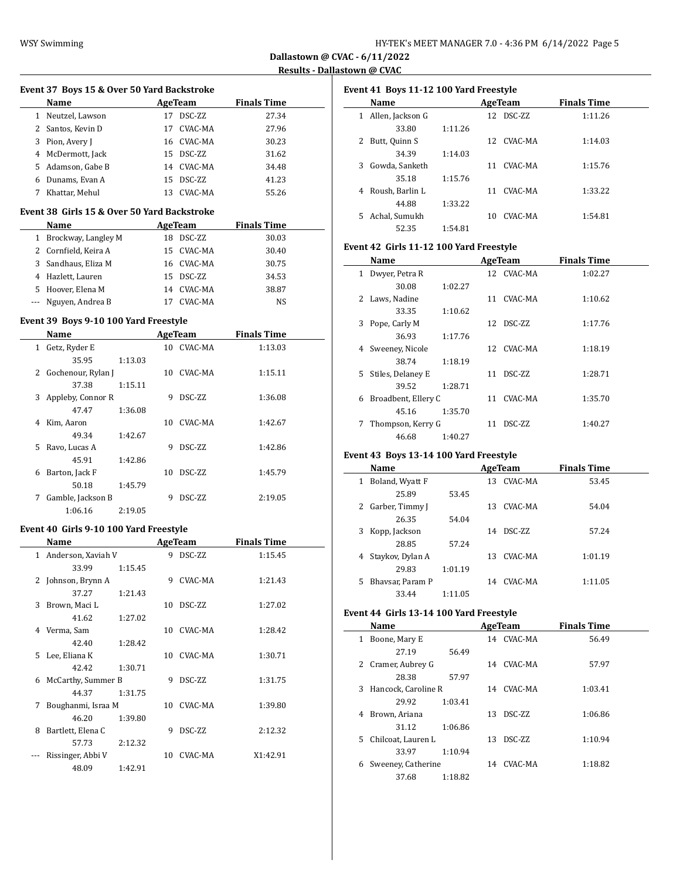Dallastown @ CVAC - 6/11/2022

Results - Dallastown @ CVAC

### Event 37 Boys 15 & Over 50 Yard Backstroke

| | Name | Age | Team | Finals Time |
|---|---|---|---|---|
| 1 | Neutzel, Lawson | 17 | DSC-ZZ | 27.34 |
| 2 | Santos, Kevin D | 17 | CVAC-MA | 27.96 |
| 3 | Pion, Avery J | 16 | CVAC-MA | 30.23 |
| 4 | McDermott, Jack | 15 | DSC-ZZ | 31.62 |
| 5 | Adamson, Gabe B | 14 | CVAC-MA | 34.48 |
| 6 | Dunams, Evan A | 15 | DSC-ZZ | 41.23 |
| 7 | Khattar, Mehul | 13 | CVAC-MA | 55.26 |

### Event 38 Girls 15 & Over 50 Yard Backstroke

| | Name | Age | Team | Finals Time |
|---|---|---|---|---|
| 1 | Brockway, Langley M | 18 | DSC-ZZ | 30.03 |
| 2 | Cornfield, Keira A | 15 | CVAC-MA | 30.40 |
| 3 | Sandhaus, Eliza M | 16 | CVAC-MA | 30.75 |
| 4 | Hazlett, Lauren | 15 | DSC-ZZ | 34.53 |
| 5 | Hoover, Elena M | 14 | CVAC-MA | 38.87 |
| --- | Nguyen, Andrea B | 17 | CVAC-MA | NS |

### Event 39 Boys 9-10 100 Yard Freestyle

| | Name | Age | Team | Finals Time |
|---|---|---|---|---|
| 1 | Getz, Ryder E | 10 | CVAC-MA | 1:13.03 |
| | 35.95 1:13.03 | | | |
| 2 | Gochenour, Rylan J | 10 | CVAC-MA | 1:15.11 |
| | 37.38 1:15.11 | | | |
| 3 | Appleby, Connor R | 9 | DSC-ZZ | 1:36.08 |
| | 47.47 1:36.08 | | | |
| 4 | Kim, Aaron | 10 | CVAC-MA | 1:42.67 |
| | 49.34 1:42.67 | | | |
| 5 | Ravo, Lucas A | 9 | DSC-ZZ | 1:42.86 |
| | 45.91 1:42.86 | | | |
| 6 | Barton, Jack F | 10 | DSC-ZZ | 1:45.79 |
| | 50.18 1:45.79 | | | |
| 7 | Gamble, Jackson B | 9 | DSC-ZZ | 2:19.05 |
| | 1:06.16 2:19.05 | | | |

### Event 40 Girls 9-10 100 Yard Freestyle

| | Name | Age | Team | Finals Time |
|---|---|---|---|---|
| 1 | Anderson, Xaviah V | 9 | DSC-ZZ | 1:15.45 |
| | 33.99 1:15.45 | | | |
| 2 | Johnson, Brynn A | 9 | CVAC-MA | 1:21.43 |
| | 37.27 1:21.43 | | | |
| 3 | Brown, Maci L | 10 | DSC-ZZ | 1:27.02 |
| | 41.62 1:27.02 | | | |
| 4 | Verma, Sam | 10 | CVAC-MA | 1:28.42 |
| | 42.40 1:28.42 | | | |
| 5 | Lee, Eliana K | 10 | CVAC-MA | 1:30.71 |
| | 42.42 1:30.71 | | | |
| 6 | McCarthy, Summer B | 9 | DSC-ZZ | 1:31.75 |
| | 44.37 1:31.75 | | | |
| 7 | Boughanmi, Israa M | 10 | CVAC-MA | 1:39.80 |
| | 46.20 1:39.80 | | | |
| 8 | Bartlett, Elena C | 9 | DSC-ZZ | 2:12.32 |
| | 57.73 2:12.32 | | | |
| --- | Rissinger, Abbi V | 10 | CVAC-MA | X1:42.91 |
| | 48.09 1:42.91 | | | |

### Event 41 Boys 11-12 100 Yard Freestyle

| | Name | Age | Team | Finals Time |
|---|---|---|---|---|
| 1 | Allen, Jackson G | 12 | DSC-ZZ | 1:11.26 |
| | 33.80 1:11.26 | | | |
| 2 | Butt, Quinn S | 12 | CVAC-MA | 1:14.03 |
| | 34.39 1:14.03 | | | |
| 3 | Gowda, Sanketh | 11 | CVAC-MA | 1:15.76 |
| | 35.18 1:15.76 | | | |
| 4 | Roush, Barlin L | 11 | CVAC-MA | 1:33.22 |
| | 44.88 1:33.22 | | | |
| 5 | Achal, Sumukh | 10 | CVAC-MA | 1:54.81 |
| | 52.35 1:54.81 | | | |

### Event 42 Girls 11-12 100 Yard Freestyle

| | Name | Age | Team | Finals Time |
|---|---|---|---|---|
| 1 | Dwyer, Petra R | 12 | CVAC-MA | 1:02.27 |
| | 30.08 1:02.27 | | | |
| 2 | Laws, Nadine | 11 | CVAC-MA | 1:10.62 |
| | 33.35 1:10.62 | | | |
| 3 | Pope, Carly M | 12 | DSC-ZZ | 1:17.76 |
| | 36.93 1:17.76 | | | |
| 4 | Sweeney, Nicole | 12 | CVAC-MA | 1:18.19 |
| | 38.74 1:18.19 | | | |
| 5 | Stiles, Delaney E | 11 | DSC-ZZ | 1:28.71 |
| | 39.52 1:28.71 | | | |
| 6 | Broadbent, Ellery C | 11 | CVAC-MA | 1:35.70 |
| | 45.16 1:35.70 | | | |
| 7 | Thompson, Kerry G | 11 | DSC-ZZ | 1:40.27 |
| | 46.68 1:40.27 | | | |

### Event 43 Boys 13-14 100 Yard Freestyle

| | Name | Age | Team | Finals Time |
|---|---|---|---|---|
| 1 | Boland, Wyatt F | 13 | CVAC-MA | 53.45 |
| | 25.89 53.45 | | | |
| 2 | Garber, Timmy J | 13 | CVAC-MA | 54.04 |
| | 26.35 54.04 | | | |
| 3 | Kopp, Jackson | 14 | DSC-ZZ | 57.24 |
| | 28.85 57.24 | | | |
| 4 | Staykov, Dylan A | 13 | CVAC-MA | 1:01.19 |
| | 29.83 1:01.19 | | | |
| 5 | Bhavsar, Param P | 14 | CVAC-MA | 1:11.05 |
| | 33.44 1:11.05 | | | |

### Event 44 Girls 13-14 100 Yard Freestyle

| | Name | Age | Team | Finals Time |
|---|---|---|---|---|
| 1 | Boone, Mary E | 14 | CVAC-MA | 56.49 |
| | 27.19 56.49 | | | |
| 2 | Cramer, Aubrey G | 14 | CVAC-MA | 57.97 |
| | 28.38 57.97 | | | |
| 3 | Hancock, Caroline R | 14 | CVAC-MA | 1:03.41 |
| | 29.92 1:03.41 | | | |
| 4 | Brown, Ariana | 13 | DSC-ZZ | 1:06.86 |
| | 31.12 1:06.86 | | | |
| 5 | Chilcoat, Lauren L | 13 | DSC-ZZ | 1:10.94 |
| | 33.97 1:10.94 | | | |
| 6 | Sweeney, Catherine | 14 | CVAC-MA | 1:18.82 |
| | 37.68 1:18.82 | | | |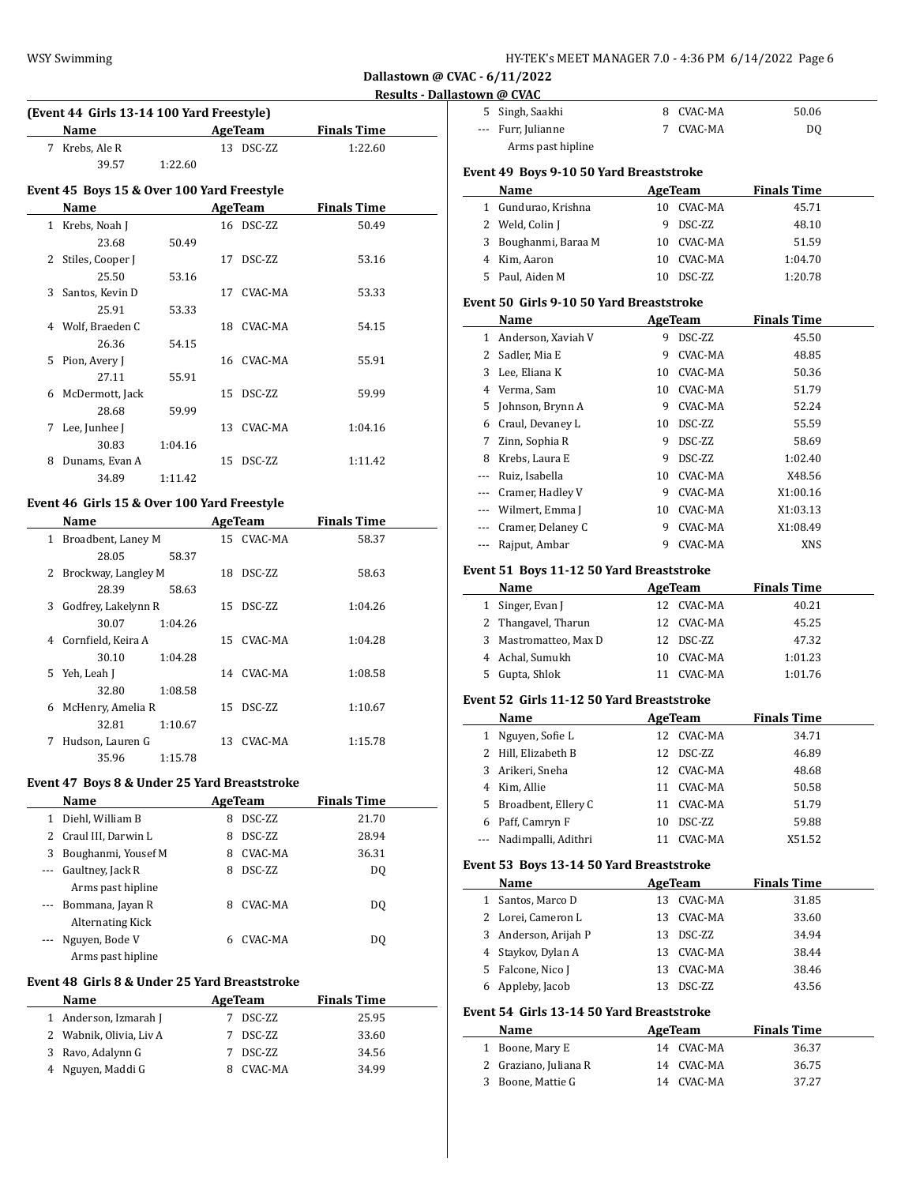## Dallastown @ CVAC - 6/11/2022

### Results - Dallastown @ CVAC

**(Event 44 Girls 13-14 100 Yard Freestyle)**

| | Name | Age | Team | Finals Time |
|---|---|---|---|---|
| 7 | Krebs, Ale R | 13 | DSC-ZZ | 1:22.60 |
| | 39.57 1:22.60 | | | |

**Event 45 Boys 15 & Over 100 Yard Freestyle**

| | Name | Age | Team | Finals Time |
|---|---|---|---|---|
| 1 | Krebs, Noah J | 16 | DSC-ZZ | 50.49 |
| | 23.68 50.49 | | | |
| 2 | Stiles, Cooper J | 17 | DSC-ZZ | 53.16 |
| | 25.50 53.16 | | | |
| 3 | Santos, Kevin D | 17 | CVAC-MA | 53.33 |
| | 25.91 53.33 | | | |
| 4 | Wolf, Braeden C | 18 | CVAC-MA | 54.15 |
| | 26.36 54.15 | | | |
| 5 | Pion, Avery J | 16 | CVAC-MA | 55.91 |
| | 27.11 55.91 | | | |
| 6 | McDermott, Jack | 15 | DSC-ZZ | 59.99 |
| | 28.68 59.99 | | | |
| 7 | Lee, Junhee J | 13 | CVAC-MA | 1:04.16 |
| | 30.83 1:04.16 | | | |
| 8 | Dunams, Evan A | 15 | DSC-ZZ | 1:11.42 |
| | 34.89 1:11.42 | | | |

**Event 46 Girls 15 & Over 100 Yard Freestyle**

| | Name | Age | Team | Finals Time |
|---|---|---|---|---|
| 1 | Broadbent, Laney M | 15 | CVAC-MA | 58.37 |
| | 28.05 58.37 | | | |
| 2 | Brockway, Langley M | 18 | DSC-ZZ | 58.63 |
| | 28.39 58.63 | | | |
| 3 | Godfrey, Lakelynn R | 15 | DSC-ZZ | 1:04.26 |
| | 30.07 1:04.26 | | | |
| 4 | Cornfield, Keira A | 15 | CVAC-MA | 1:04.28 |
| | 30.10 1:04.28 | | | |
| 5 | Yeh, Leah J | 14 | CVAC-MA | 1:08.58 |
| | 32.80 1:08.58 | | | |
| 6 | McHenry, Amelia R | 15 | DSC-ZZ | 1:10.67 |
| | 32.81 1:10.67 | | | |
| 7 | Hudson, Lauren G | 13 | CVAC-MA | 1:15.78 |
| | 35.96 1:15.78 | | | |

**Event 47 Boys 8 & Under 25 Yard Breaststroke**

| | Name | Age | Team | Finals Time |
|---|---|---|---|---|
| 1 | Diehl, William B | 8 | DSC-ZZ | 21.70 |
| 2 | Craul III, Darwin L | 8 | DSC-ZZ | 28.94 |
| 3 | Boughanmi, Yousef M | 8 | CVAC-MA | 36.31 |
| --- | Gaultney, Jack R | 8 | DSC-ZZ | DQ |
| | Arms past hipline | | | |
| --- | Bommana, Jayan R | 8 | CVAC-MA | DQ |
| | Alternating Kick | | | |
| --- | Nguyen, Bode V | 6 | CVAC-MA | DQ |
| | Arms past hipline | | | |

**Event 48 Girls 8 & Under 25 Yard Breaststroke**

| | Name | Age | Team | Finals Time |
|---|---|---|---|---|
| 1 | Anderson, Izmarah J | 7 | DSC-ZZ | 25.95 |
| 2 | Wabnik, Olivia, Liv A | 7 | DSC-ZZ | 33.60 |
| 3 | Ravo, Adalynn G | 7 | DSC-ZZ | 34.56 |
| 4 | Nguyen, Maddi G | 8 | CVAC-MA | 34.99 |
| 5 | Singh, Saakhi | 8 | CVAC-MA | 50.06 |
| --- | Furr, Julianne | 7 | CVAC-MA | DQ |
| | Arms past hipline | | | |

**Event 49 Boys 9-10 50 Yard Breaststroke**

| | Name | Age | Team | Finals Time |
|---|---|---|---|---|
| 1 | Gundurao, Krishna | 10 | CVAC-MA | 45.71 |
| 2 | Weld, Colin J | 9 | DSC-ZZ | 48.10 |
| 3 | Boughanmi, Baraa M | 10 | CVAC-MA | 51.59 |
| 4 | Kim, Aaron | 10 | CVAC-MA | 1:04.70 |
| 5 | Paul, Aiden M | 10 | DSC-ZZ | 1:20.78 |

**Event 50 Girls 9-10 50 Yard Breaststroke**

| | Name | Age | Team | Finals Time |
|---|---|---|---|---|
| 1 | Anderson, Xaviah V | 9 | DSC-ZZ | 45.50 |
| 2 | Sadler, Mia E | 9 | CVAC-MA | 48.85 |
| 3 | Lee, Eliana K | 10 | CVAC-MA | 50.36 |
| 4 | Verma, Sam | 10 | CVAC-MA | 51.79 |
| 5 | Johnson, Brynn A | 9 | CVAC-MA | 52.24 |
| 6 | Craul, Devaney L | 10 | DSC-ZZ | 55.59 |
| 7 | Zinn, Sophia R | 9 | DSC-ZZ | 58.69 |
| 8 | Krebs, Laura E | 9 | DSC-ZZ | 1:02.40 |
| --- | Ruiz, Isabella | 10 | CVAC-MA | X48.56 |
| --- | Cramer, Hadley V | 9 | CVAC-MA | X1:00.16 |
| --- | Wilmert, Emma J | 10 | CVAC-MA | X1:03.13 |
| --- | Cramer, Delaney C | 9 | CVAC-MA | X1:08.49 |
| --- | Rajput, Ambar | 9 | CVAC-MA | XNS |

**Event 51 Boys 11-12 50 Yard Breaststroke**

| | Name | Age | Team | Finals Time |
|---|---|---|---|---|
| 1 | Singer, Evan J | 12 | CVAC-MA | 40.21 |
| 2 | Thangavel, Tharun | 12 | CVAC-MA | 45.25 |
| 3 | Mastromatteo, Max D | 12 | DSC-ZZ | 47.32 |
| 4 | Achal, Sumukh | 10 | CVAC-MA | 1:01.23 |
| 5 | Gupta, Shlok | 11 | CVAC-MA | 1:01.76 |

**Event 52 Girls 11-12 50 Yard Breaststroke**

| | Name | Age | Team | Finals Time |
|---|---|---|---|---|
| 1 | Nguyen, Sofie L | 12 | CVAC-MA | 34.71 |
| 2 | Hill, Elizabeth B | 12 | DSC-ZZ | 46.89 |
| 3 | Arikeri, Sneha | 12 | CVAC-MA | 48.68 |
| 4 | Kim, Allie | 11 | CVAC-MA | 50.58 |
| 5 | Broadbent, Ellery C | 11 | CVAC-MA | 51.79 |
| 6 | Paff, Camryn F | 10 | DSC-ZZ | 59.88 |
| --- | Nadimpalli, Adithri | 11 | CVAC-MA | X51.52 |

**Event 53 Boys 13-14 50 Yard Breaststroke**

| | Name | Age | Team | Finals Time |
|---|---|---|---|---|
| 1 | Santos, Marco D | 13 | CVAC-MA | 31.85 |
| 2 | Lorei, Cameron L | 13 | CVAC-MA | 33.60 |
| 3 | Anderson, Arijah P | 13 | DSC-ZZ | 34.94 |
| 4 | Staykov, Dylan A | 13 | CVAC-MA | 38.44 |
| 5 | Falcone, Nico J | 13 | CVAC-MA | 38.46 |
| 6 | Appleby, Jacob | 13 | DSC-ZZ | 43.56 |

**Event 54 Girls 13-14 50 Yard Breaststroke**

| | Name | Age | Team | Finals Time |
|---|---|---|---|---|
| 1 | Boone, Mary E | 14 | CVAC-MA | 36.37 |
| 2 | Graziano, Juliana R | 14 | CVAC-MA | 36.75 |
| 3 | Boone, Mattie G | 14 | CVAC-MA | 37.27 |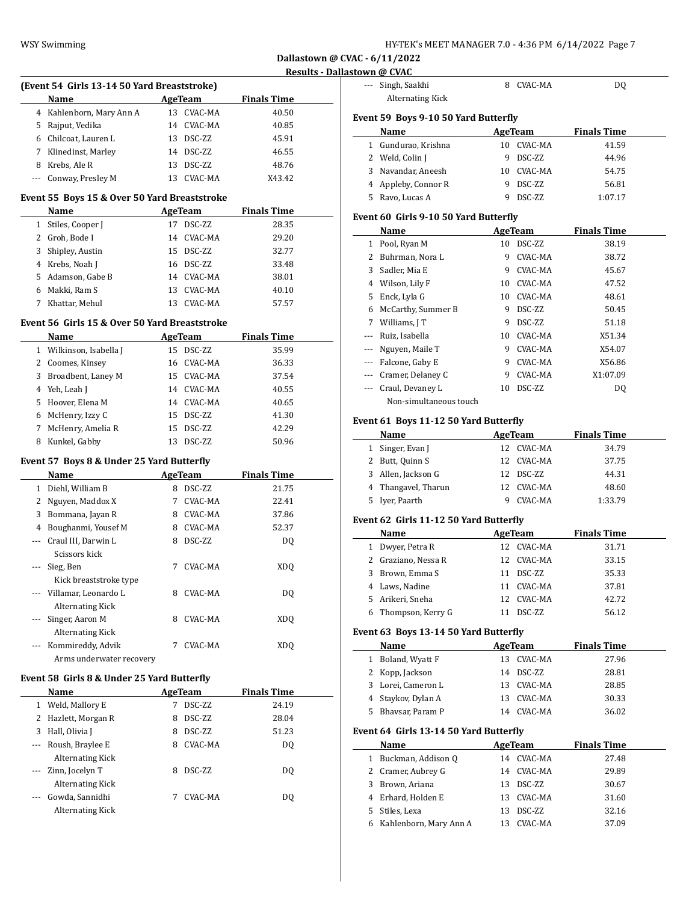## Dallastown @ CVAC - 6/11/2022

### Results - Dallastown @ CVAC

**(Event 54 Girls 13-14 50 Yard Breaststroke)**

| | Name | Age | Team | Finals Time |
|---|---|---|---|---|
| 4 | Kahlenborn, Mary Ann A | 13 | CVAC-MA | 40.50 |
| 5 | Rajput, Vedika | 14 | CVAC-MA | 40.85 |
| 6 | Chilcoat, Lauren L | 13 | DSC-ZZ | 45.91 |
| 7 | Klinedinst, Marley | 14 | DSC-ZZ | 46.55 |
| 8 | Krebs, Ale R | 13 | DSC-ZZ | 48.76 |
| --- | Conway, Presley M | 13 | CVAC-MA | X43.42 |

**Event 55 Boys 15 & Over 50 Yard Breaststroke**

| | Name | Age | Team | Finals Time |
|---|---|---|---|---|
| 1 | Stiles, Cooper J | 17 | DSC-ZZ | 28.35 |
| 2 | Groh, Bode I | 14 | CVAC-MA | 29.20 |
| 3 | Shipley, Austin | 15 | DSC-ZZ | 32.77 |
| 4 | Krebs, Noah J | 16 | DSC-ZZ | 33.48 |
| 5 | Adamson, Gabe B | 14 | CVAC-MA | 38.01 |
| 6 | Makki, Ram S | 13 | CVAC-MA | 40.10 |
| 7 | Khattar, Mehul | 13 | CVAC-MA | 57.57 |

**Event 56 Girls 15 & Over 50 Yard Breaststroke**

| | Name | Age | Team | Finals Time |
|---|---|---|---|---|
| 1 | Wilkinson, Isabella J | 15 | DSC-ZZ | 35.99 |
| 2 | Coomes, Kinsey | 16 | CVAC-MA | 36.33 |
| 3 | Broadbent, Laney M | 15 | CVAC-MA | 37.54 |
| 4 | Yeh, Leah J | 14 | CVAC-MA | 40.55 |
| 5 | Hoover, Elena M | 14 | CVAC-MA | 40.65 |
| 6 | McHenry, Izzy C | 15 | DSC-ZZ | 41.30 |
| 7 | McHenry, Amelia R | 15 | DSC-ZZ | 42.29 |
| 8 | Kunkel, Gabby | 13 | DSC-ZZ | 50.96 |

**Event 57 Boys 8 & Under 25 Yard Butterfly**

| | Name | Age | Team | Finals Time |
|---|---|---|---|---|
| 1 | Diehl, William B | 8 | DSC-ZZ | 21.75 |
| 2 | Nguyen, Maddox X | 7 | CVAC-MA | 22.41 |
| 3 | Bommana, Jayan R | 8 | CVAC-MA | 37.86 |
| 4 | Boughanmi, Yousef M | 8 | CVAC-MA | 52.37 |
| --- | Craul III, Darwin L | 8 | DSC-ZZ | DQ |
| | Scissors kick | | | |
| --- | Sieg, Ben | 7 | CVAC-MA | XDQ |
| | Kick breaststroke type | | | |
| --- | Villamar, Leonardo L | 8 | CVAC-MA | DQ |
| | Alternating Kick | | | |
| --- | Singer, Aaron M | 8 | CVAC-MA | XDQ |
| | Alternating Kick | | | |
| --- | Kommireddy, Advik | 7 | CVAC-MA | XDQ |
| | Arms underwater recovery | | | |

**Event 58 Girls 8 & Under 25 Yard Butterfly**

| | Name | Age | Team | Finals Time |
|---|---|---|---|---|
| 1 | Weld, Mallory E | 7 | DSC-ZZ | 24.19 |
| 2 | Hazlett, Morgan R | 8 | DSC-ZZ | 28.04 |
| 3 | Hall, Olivia J | 8 | DSC-ZZ | 51.23 |
| --- | Roush, Braylee E | 8 | CVAC-MA | DQ |
| | Alternating Kick | | | |
| --- | Zinn, Jocelyn T | 8 | DSC-ZZ | DQ |
| | Alternating Kick | | | |
| --- | Gowda, Sannidhi | 7 | CVAC-MA | DQ |
| | Alternating Kick | | | |
| --- | Singh, Saakhi | 8 | CVAC-MA | DQ |
| | Alternating Kick | | | |

**Event 59 Boys 9-10 50 Yard Butterfly**

| | Name | Age | Team | Finals Time |
|---|---|---|---|---|
| 1 | Gundurao, Krishna | 10 | CVAC-MA | 41.59 |
| 2 | Weld, Colin J | 9 | DSC-ZZ | 44.96 |
| 3 | Navandar, Aneesh | 10 | CVAC-MA | 54.75 |
| 4 | Appleby, Connor R | 9 | DSC-ZZ | 56.81 |
| 5 | Ravo, Lucas A | 9 | DSC-ZZ | 1:07.17 |

**Event 60 Girls 9-10 50 Yard Butterfly**

| | Name | Age | Team | Finals Time |
|---|---|---|---|---|
| 1 | Pool, Ryan M | 10 | DSC-ZZ | 38.19 |
| 2 | Buhrman, Nora L | 9 | CVAC-MA | 38.72 |
| 3 | Sadler, Mia E | 9 | CVAC-MA | 45.67 |
| 4 | Wilson, Lily F | 10 | CVAC-MA | 47.52 |
| 5 | Enck, Lyla G | 10 | CVAC-MA | 48.61 |
| 6 | McCarthy, Summer B | 9 | DSC-ZZ | 50.45 |
| 7 | Williams, J T | 9 | DSC-ZZ | 51.18 |
| --- | Ruiz, Isabella | 10 | CVAC-MA | X51.34 |
| --- | Nguyen, Maile T | 9 | CVAC-MA | X54.07 |
| --- | Falcone, Gaby E | 9 | CVAC-MA | X56.86 |
| --- | Cramer, Delaney C | 9 | CVAC-MA | X1:07.09 |
| --- | Craul, Devaney L | 10 | DSC-ZZ | DQ |
| | Non-simultaneous touch | | | |

**Event 61 Boys 11-12 50 Yard Butterfly**

| | Name | Age | Team | Finals Time |
|---|---|---|---|---|
| 1 | Singer, Evan J | 12 | CVAC-MA | 34.79 |
| 2 | Butt, Quinn S | 12 | CVAC-MA | 37.75 |
| 3 | Allen, Jackson G | 12 | DSC-ZZ | 44.31 |
| 4 | Thangavel, Tharun | 12 | CVAC-MA | 48.60 |
| 5 | Iyer, Paarth | 9 | CVAC-MA | 1:33.79 |

**Event 62 Girls 11-12 50 Yard Butterfly**

| | Name | Age | Team | Finals Time |
|---|---|---|---|---|
| 1 | Dwyer, Petra R | 12 | CVAC-MA | 31.71 |
| 2 | Graziano, Nessa R | 12 | CVAC-MA | 33.15 |
| 3 | Brown, Emma S | 11 | DSC-ZZ | 35.33 |
| 4 | Laws, Nadine | 11 | CVAC-MA | 37.81 |
| 5 | Arikeri, Sneha | 12 | CVAC-MA | 42.72 |
| 6 | Thompson, Kerry G | 11 | DSC-ZZ | 56.12 |

**Event 63 Boys 13-14 50 Yard Butterfly**

| | Name | Age | Team | Finals Time |
|---|---|---|---|---|
| 1 | Boland, Wyatt F | 13 | CVAC-MA | 27.96 |
| 2 | Kopp, Jackson | 14 | DSC-ZZ | 28.81 |
| 3 | Lorei, Cameron L | 13 | CVAC-MA | 28.85 |
| 4 | Staykov, Dylan A | 13 | CVAC-MA | 30.33 |
| 5 | Bhavsar, Param P | 14 | CVAC-MA | 36.02 |

**Event 64 Girls 13-14 50 Yard Butterfly**

| | Name | Age | Team | Finals Time |
|---|---|---|---|---|
| 1 | Buckman, Addison Q | 14 | CVAC-MA | 27.48 |
| 2 | Cramer, Aubrey G | 14 | CVAC-MA | 29.89 |
| 3 | Brown, Ariana | 13 | DSC-ZZ | 30.67 |
| 4 | Erhard, Holden E | 13 | CVAC-MA | 31.60 |
| 5 | Stiles, Lexa | 13 | DSC-ZZ | 32.16 |
| 6 | Kahlenborn, Mary Ann A | 13 | CVAC-MA | 37.09 |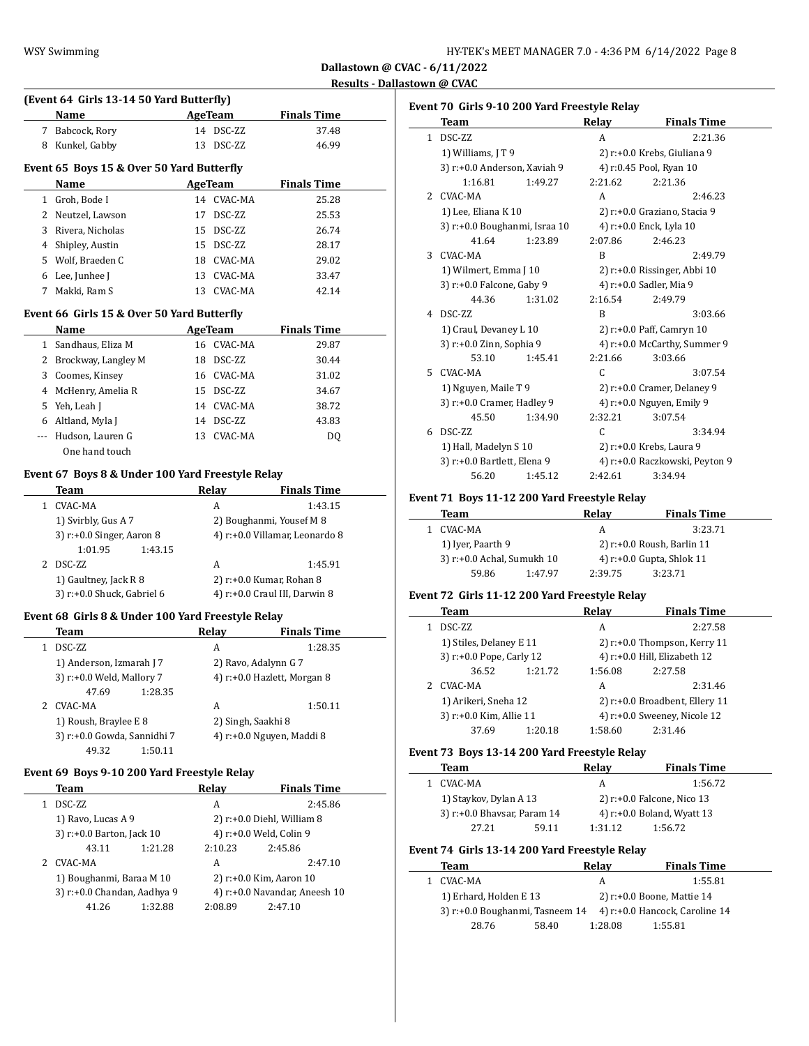Dallastown @ CVAC - 6/11/2022

Results - Dallastown @ CVAC

**(Event 64 Girls 13-14 50 Yard Butterfly)**

| | Name | Age | Team | Finals Time |
|---|---|---|---|---|
| 7 | Babcock, Rory | 14 | DSC-ZZ | 37.48 |
| 8 | Kunkel, Gabby | 13 | DSC-ZZ | 46.99 |

**Event 65 Boys 15 & Over 50 Yard Butterfly**

| | Name | Age | Team | Finals Time |
|---|---|---|---|---|
| 1 | Groh, Bode I | 14 | CVAC-MA | 25.28 |
| 2 | Neutzel, Lawson | 17 | DSC-ZZ | 25.53 |
| 3 | Rivera, Nicholas | 15 | DSC-ZZ | 26.74 |
| 4 | Shipley, Austin | 15 | DSC-ZZ | 28.17 |
| 5 | Wolf, Braeden C | 18 | CVAC-MA | 29.02 |
| 6 | Lee, Junhee J | 13 | CVAC-MA | 33.47 |
| 7 | Makki, Ram S | 13 | CVAC-MA | 42.14 |

**Event 66 Girls 15 & Over 50 Yard Butterfly**

| | Name | Age | Team | Finals Time |
|---|---|---|---|---|
| 1 | Sandhaus, Eliza M | 16 | CVAC-MA | 29.87 |
| 2 | Brockway, Langley M | 18 | DSC-ZZ | 30.44 |
| 3 | Coomes, Kinsey | 16 | CVAC-MA | 31.02 |
| 4 | McHenry, Amelia R | 15 | DSC-ZZ | 34.67 |
| 5 | Yeh, Leah J | 14 | CVAC-MA | 38.72 |
| 6 | Altland, Myla J | 14 | DSC-ZZ | 43.83 |
| --- | Hudson, Lauren G | 13 | CVAC-MA | DQ |
| | One hand touch | | | |

**Event 67 Boys 8 & Under 100 Yard Freestyle Relay**

| | Team | Relay | Finals Time |
|---|---|---|---|
| 1 | CVAC-MA | A | 1:43.15 |
| | 1) Svirbly, Gus A 7 | 2) Boughanmi, Yousef M 8 | |
| | 3) r:+0.0 Singer, Aaron 8 | 4) r:+0.0 Villamar, Leonardo 8 | |
| | 1:01.95 1:43.15 | | |
| 2 | DSC-ZZ | A | 1:45.91 |
| | 1) Gaultney, Jack R 8 | 2) r:+0.0 Kumar, Rohan 8 | |
| | 3) r:+0.0 Shuck, Gabriel 6 | 4) r:+0.0 Craul III, Darwin 8 | |

**Event 68 Girls 8 & Under 100 Yard Freestyle Relay**

| | Team | Relay | Finals Time |
|---|---|---|---|
| 1 | DSC-ZZ | A | 1:28.35 |
| | 1) Anderson, Izmarah J 7 | 2) Ravo, Adalynn G 7 | |
| | 3) r:+0.0 Weld, Mallory 7 | 4) r:+0.0 Hazlett, Morgan 8 | |
| | 47.69 1:28.35 | | |
| 2 | CVAC-MA | A | 1:50.11 |
| | 1) Roush, Braylee E 8 | 2) Singh, Saakhi 8 | |
| | 3) r:+0.0 Gowda, Sannidhi 7 | 4) r:+0.0 Nguyen, Maddi 8 | |
| | 49.32 1:50.11 | | |

**Event 69 Boys 9-10 200 Yard Freestyle Relay**

| | Team | Relay | Finals Time |
|---|---|---|---|
| 1 | DSC-ZZ | A | 2:45.86 |
| | 1) Ravo, Lucas A 9 | 2) r:+0.0 Diehl, William 8 | |
| | 3) r:+0.0 Barton, Jack 10 | 4) r:+0.0 Weld, Colin 9 | |
| | 43.11 1:21.28 | 2:10.23 | 2:45.86 |
| 2 | CVAC-MA | A | 2:47.10 |
| | 1) Boughanmi, Baraa M 10 | 2) r:+0.0 Kim, Aaron 10 | |
| | 3) r:+0.0 Chandan, Aadhya 9 | 4) r:+0.0 Navandar, Aneesh 10 | |
| | 41.26 1:32.88 | 2:08.89 | 2:47.10 |

**Event 70 Girls 9-10 200 Yard Freestyle Relay**

| | Team | Relay | Finals Time |
|---|---|---|---|
| 1 | DSC-ZZ | A | 2:21.36 |
| | 1) Williams, J T 9 | 2) r:+0.0 Krebs, Giuliana 9 | |
| | 3) r:+0.0 Anderson, Xaviah 9 | 4) r:0.45 Pool, Ryan 10 | |
| | 1:16.81 1:49.27 | 2:21.62 | 2:21.36 |
| 2 | CVAC-MA | A | 2:46.23 |
| | 1) Lee, Eliana K 10 | 2) r:+0.0 Graziano, Stacia 9 | |
| | 3) r:+0.0 Boughanmi, Israa 10 | 4) r:+0.0 Enck, Lyla 10 | |
| | 41.64 1:23.89 | 2:07.86 | 2:46.23 |
| 3 | CVAC-MA | B | 2:49.79 |
| | 1) Wilmert, Emma J 10 | 2) r:+0.0 Rissinger, Abbi 10 | |
| | 3) r:+0.0 Falcone, Gaby 9 | 4) r:+0.0 Sadler, Mia 9 | |
| | 44.36 1:31.02 | 2:16.54 | 2:49.79 |
| 4 | DSC-ZZ | B | 3:03.66 |
| | 1) Craul, Devaney L 10 | 2) r:+0.0 Paff, Camryn 10 | |
| | 3) r:+0.0 Zinn, Sophia 9 | 4) r:+0.0 McCarthy, Summer 9 | |
| | 53.10 1:45.41 | 2:21.66 | 3:03.66 |
| 5 | CVAC-MA | C | 3:07.54 |
| | 1) Nguyen, Maile T 9 | 2) r:+0.0 Cramer, Delaney 9 | |
| | 3) r:+0.0 Cramer, Hadley 9 | 4) r:+0.0 Nguyen, Emily 9 | |
| | 45.50 1:34.90 | 2:32.21 | 3:07.54 |
| 6 | DSC-ZZ | C | 3:34.94 |
| | 1) Hall, Madelyn S 10 | 2) r:+0.0 Krebs, Laura 9 | |
| | 3) r:+0.0 Bartlett, Elena 9 | 4) r:+0.0 Raczkowski, Peyton 9 | |
| | 56.20 1:45.12 | 2:42.61 | 3:34.94 |

**Event 71 Boys 11-12 200 Yard Freestyle Relay**

| | Team | Relay | Finals Time |
|---|---|---|---|
| 1 | CVAC-MA | A | 3:23.71 |
| | 1) Iyer, Paarth 9 | 2) r:+0.0 Roush, Barlin 11 | |
| | 3) r:+0.0 Achal, Sumukh 10 | 4) r:+0.0 Gupta, Shlok 11 | |
| | 59.86 1:47.97 | 2:39.75 | 3:23.71 |

**Event 72 Girls 11-12 200 Yard Freestyle Relay**

| | Team | Relay | Finals Time |
|---|---|---|---|
| 1 | DSC-ZZ | A | 2:27.58 |
| | 1) Stiles, Delaney E 11 | 2) r:+0.0 Thompson, Kerry 11 | |
| | 3) r:+0.0 Pope, Carly 12 | 4) r:+0.0 Hill, Elizabeth 12 | |
| | 36.52 1:21.72 | 1:56.08 | 2:27.58 |
| 2 | CVAC-MA | A | 2:31.46 |
| | 1) Arikeri, Sneha 12 | 2) r:+0.0 Broadbent, Ellery 11 | |
| | 3) r:+0.0 Kim, Allie 11 | 4) r:+0.0 Sweeney, Nicole 12 | |
| | 37.69 1:20.18 | 1:58.60 | 2:31.46 |

**Event 73 Boys 13-14 200 Yard Freestyle Relay**

| | Team | Relay | Finals Time |
|---|---|---|---|
| 1 | CVAC-MA | A | 1:56.72 |
| | 1) Staykov, Dylan A 13 | 2) r:+0.0 Falcone, Nico 13 | |
| | 3) r:+0.0 Bhavsar, Param 14 | 4) r:+0.0 Boland, Wyatt 13 | |
| | 27.21 59.11 | 1:31.12 | 1:56.72 |

**Event 74 Girls 13-14 200 Yard Freestyle Relay**

| | Team | Relay | Finals Time |
|---|---|---|---|
| 1 | CVAC-MA | A | 1:55.81 |
| | 1) Erhard, Holden E 13 | 2) r:+0.0 Boone, Mattie 14 | |
| | 3) r:+0.0 Boughanmi, Tasneem 14 | 4) r:+0.0 Hancock, Caroline 14 | |
| | 28.76 58.40 | 1:28.08 | 1:55.81 |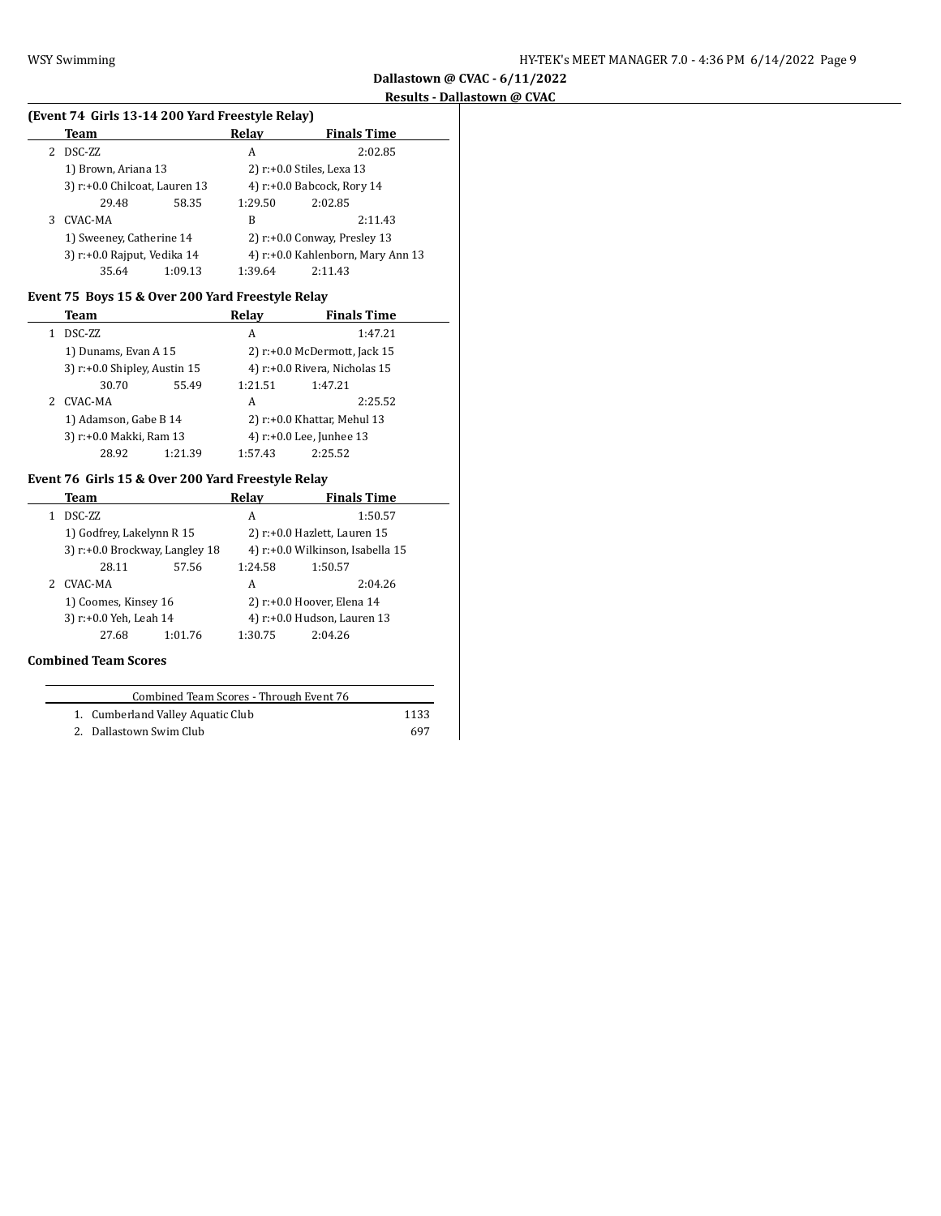Dallastown @ CVAC - 6/11/2022

Results - Dallastown @ CVAC

### (Event 74 Girls 13-14 200 Yard Freestyle Relay)

| | Team | Relay | Finals Time |
|---|---|---|---|
| 2 | DSC-ZZ | A | 2:02.85 |
| | 1) Brown, Ariana 13 | 2) r:+0.0 Stiles, Lexa 13 | |
| | 3) r:+0.0 Chilcoat, Lauren 13 | 4) r:+0.0 Babcock, Rory 14 | |
| | 29.48 58.35 | 1:29.50 2:02.85 | |
| 3 | CVAC-MA | B | 2:11.43 |
| | 1) Sweeney, Catherine 14 | 2) r:+0.0 Conway, Presley 13 | |
| | 3) r:+0.0 Rajput, Vedika 14 | 4) r:+0.0 Kahlenborn, Mary Ann 13 | |
| | 35.64 1:09.13 | 1:39.64 2:11.43 | |

### Event 75 Boys 15 & Over 200 Yard Freestyle Relay

| | Team | Relay | Finals Time |
|---|---|---|---|
| 1 | DSC-ZZ | A | 1:47.21 |
| | 1) Dunams, Evan A 15 | 2) r:+0.0 McDermott, Jack 15 | |
| | 3) r:+0.0 Shipley, Austin 15 | 4) r:+0.0 Rivera, Nicholas 15 | |
| | 30.70 55.49 | 1:21.51 1:47.21 | |
| 2 | CVAC-MA | A | 2:25.52 |
| | 1) Adamson, Gabe B 14 | 2) r:+0.0 Khattar, Mehul 13 | |
| | 3) r:+0.0 Makki, Ram 13 | 4) r:+0.0 Lee, Junhee 13 | |
| | 28.92 1:21.39 | 1:57.43 2:25.52 | |

### Event 76 Girls 15 & Over 200 Yard Freestyle Relay

| | Team | Relay | Finals Time |
|---|---|---|---|
| 1 | DSC-ZZ | A | 1:50.57 |
| | 1) Godfrey, Lakelynn R 15 | 2) r:+0.0 Hazlett, Lauren 15 | |
| | 3) r:+0.0 Brockway, Langley 18 | 4) r:+0.0 Wilkinson, Isabella 15 | |
| | 28.11 57.56 | 1:24.58 1:50.57 | |
| 2 | CVAC-MA | A | 2:04.26 |
| | 1) Coomes, Kinsey 16 | 2) r:+0.0 Hoover, Elena 14 | |
| | 3) r:+0.0 Yeh, Leah 14 | 4) r:+0.0 Hudson, Lauren 13 | |
| | 27.68 1:01.76 | 1:30.75 2:04.26 | |

### Combined Team Scores

| Combined Team Scores - Through Event 76 | |
|---|---|
| 1. Cumberland Valley Aquatic Club | 1133 |
| 2. Dallastown Swim Club | 697 |